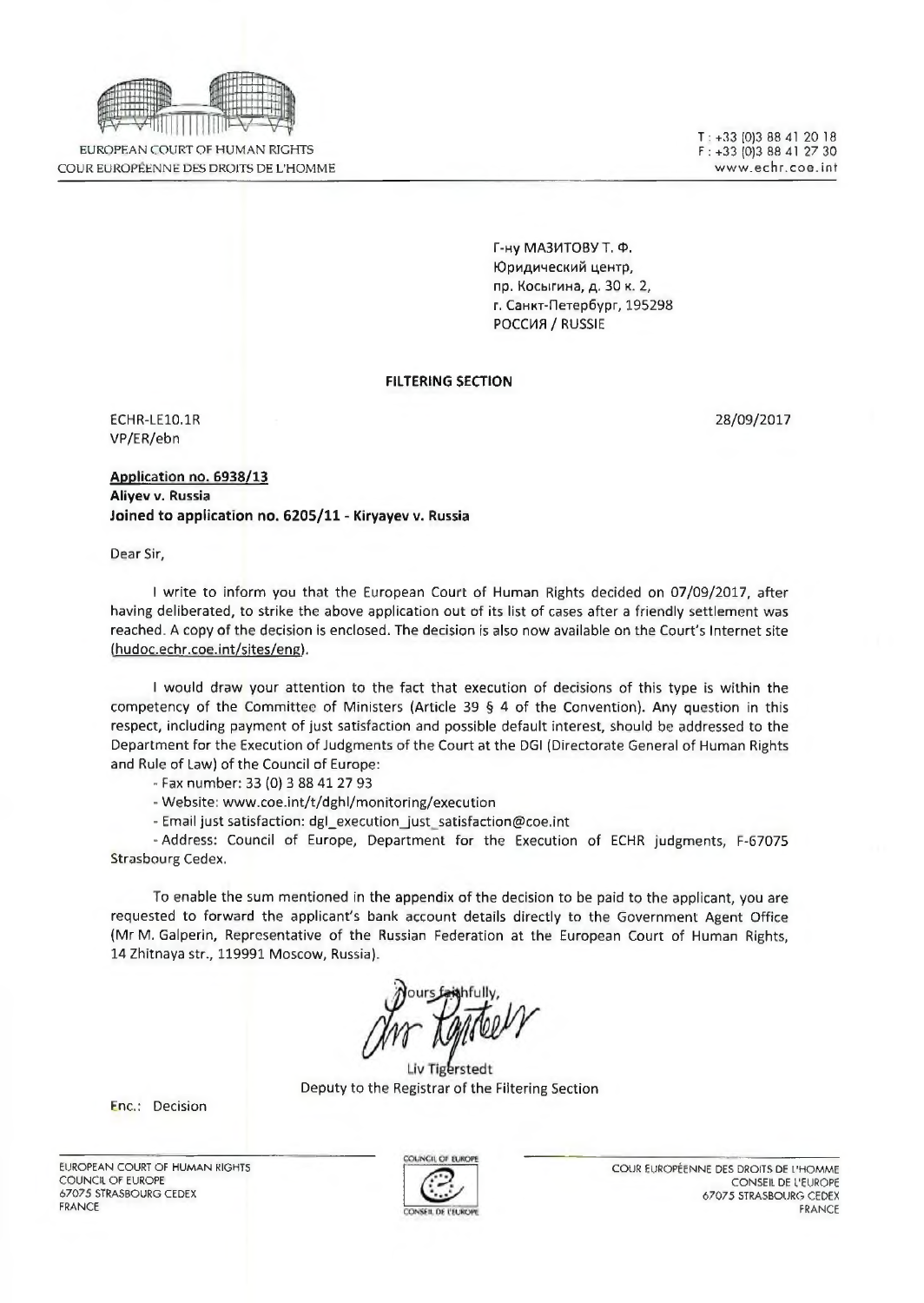EUROPEAN COURT OF HUMAN RIGHTS
COUR EUROPÉENNE DES DROITS DE L'HOMME

T : +33 (0)3 88 41 20 18
F : +33 (0)3 88 41 27 30
www.echr.coe.int

Г-ну МАЗИТОВУ Т. Ф.
Юридический центр,
пр. Косыгина, д. 30 к. 2,
г. Санкт-Петербург, 195298
РОССИЯ / RUSSIE

**FILTERING SECTION**

ECHR-LE10.1R
VP/ER/ebn

28/09/2017

**Application no. 6938/13**
**Aliyev v. Russia**
**Joined to application no. 6205/11 - Kiryayev v. Russia**

Dear Sir,

I write to inform you that the European Court of Human Rights decided on 07/09/2017, after having deliberated, to strike the above application out of its list of cases after a friendly settlement was reached. A copy of the decision is enclosed. The decision is also now available on the Court's Internet site (hudoc.echr.coe.int/sites/eng).

I would draw your attention to the fact that execution of decisions of this type is within the competency of the Committee of Ministers (Article 39 § 4 of the Convention). Any question in this respect, including payment of just satisfaction and possible default interest, should be addressed to the Department for the Execution of Judgments of the Court at the DGI (Directorate General of Human Rights and Rule of Law) of the Council of Europe:

- Fax number: 33 (0) 3 88 41 27 93
- Website: www.coe.int/t/dghl/monitoring/execution
- Email just satisfaction: dgl_execution_just_satisfaction@coe.int
- Address: Council of Europe, Department for the Execution of ECHR judgments, F-67075 Strasbourg Cedex.

To enable the sum mentioned in the appendix of the decision to be paid to the applicant, you are requested to forward the applicant's bank account details directly to the Government Agent Office (Mr M. Galperin, Representative of the Russian Federation at the European Court of Human Rights, 14 Zhitnaya str., 119991 Moscow, Russia).

Yours faithfully,

Liv Tigerstedt
Deputy to the Registrar of the Filtering Section

Enc.: Decision

EUROPEAN COURT OF HUMAN RIGHTS
COUNCIL OF EUROPE
67075 STRASBOURG CEDEX
FRANCE

COUR EUROPÉENNE DES DROITS DE L'HOMME
CONSEIL DE L'EUROPE
67075 STRASBOURG CEDEX
FRANCE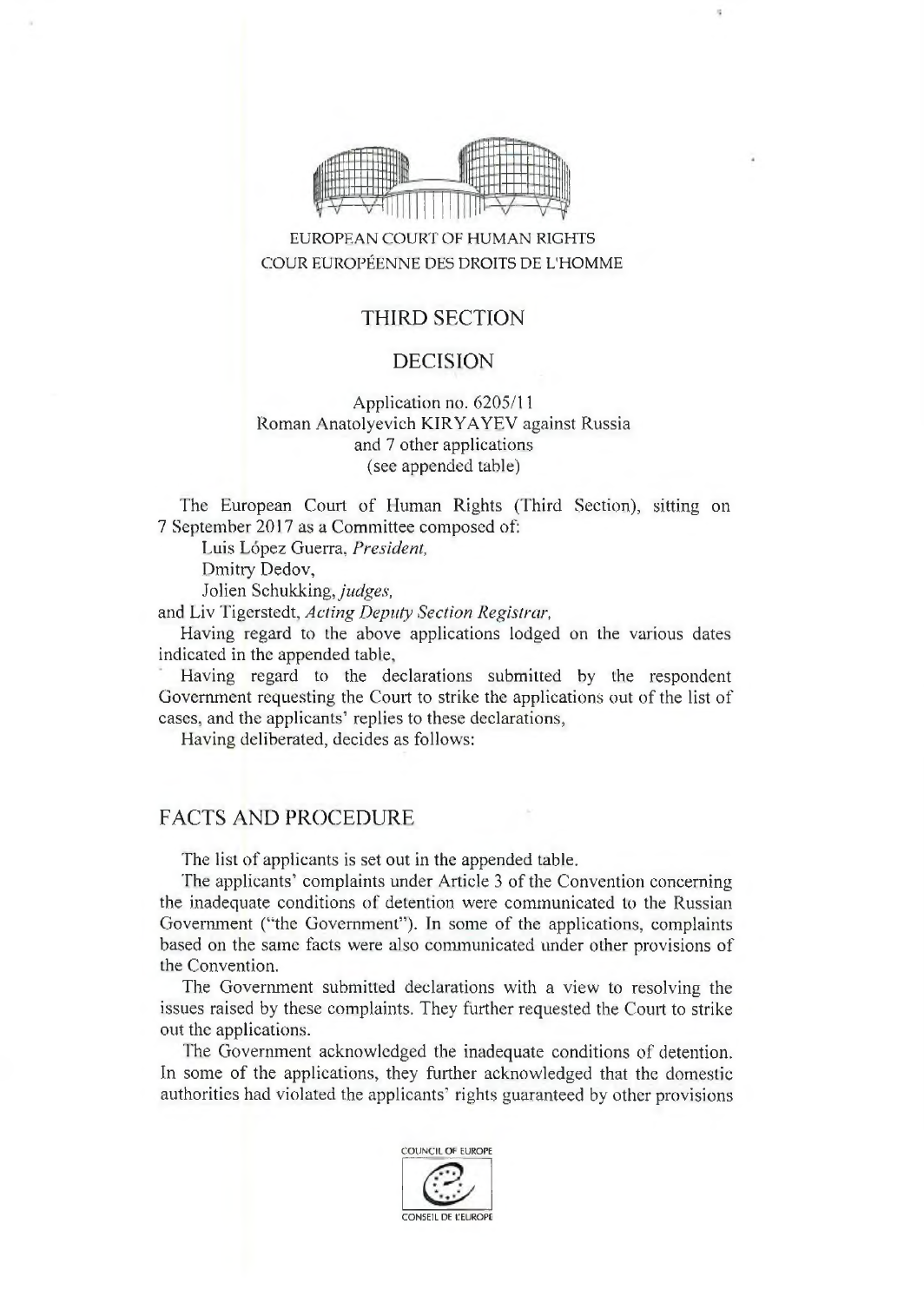EUROPEAN COURT OF HUMAN RIGHTS
COUR EUROPÉENNE DES DROITS DE L'HOMME

## THIRD SECTION

## DECISION

Application no. 6205/11
Roman Anatolyevich KIRYAYEV against Russia
and 7 other applications
(see appended table)

The European Court of Human Rights (Third Section), sitting on 7 September 2017 as a Committee composed of:

Luis López Guerra, *President,*
Dmitry Dedov,
Jolien Schukking, *judges,*
and Liv Tigerstedt, *Acting Deputy Section Registrar,*

Having regard to the above applications lodged on the various dates indicated in the appended table,

Having regard to the declarations submitted by the respondent Government requesting the Court to strike the applications out of the list of cases, and the applicants' replies to these declarations,

Having deliberated, decides as follows:

## FACTS AND PROCEDURE

The list of applicants is set out in the appended table.

The applicants' complaints under Article 3 of the Convention concerning the inadequate conditions of detention were communicated to the Russian Government ("the Government"). In some of the applications, complaints based on the same facts were also communicated under other provisions of the Convention.

The Government submitted declarations with a view to resolving the issues raised by these complaints. They further requested the Court to strike out the applications.

The Government acknowledged the inadequate conditions of detention. In some of the applications, they further acknowledged that the domestic authorities had violated the applicants' rights guaranteed by other provisions

COUNCIL OF EUROPE
CONSEIL DE L'EUROPE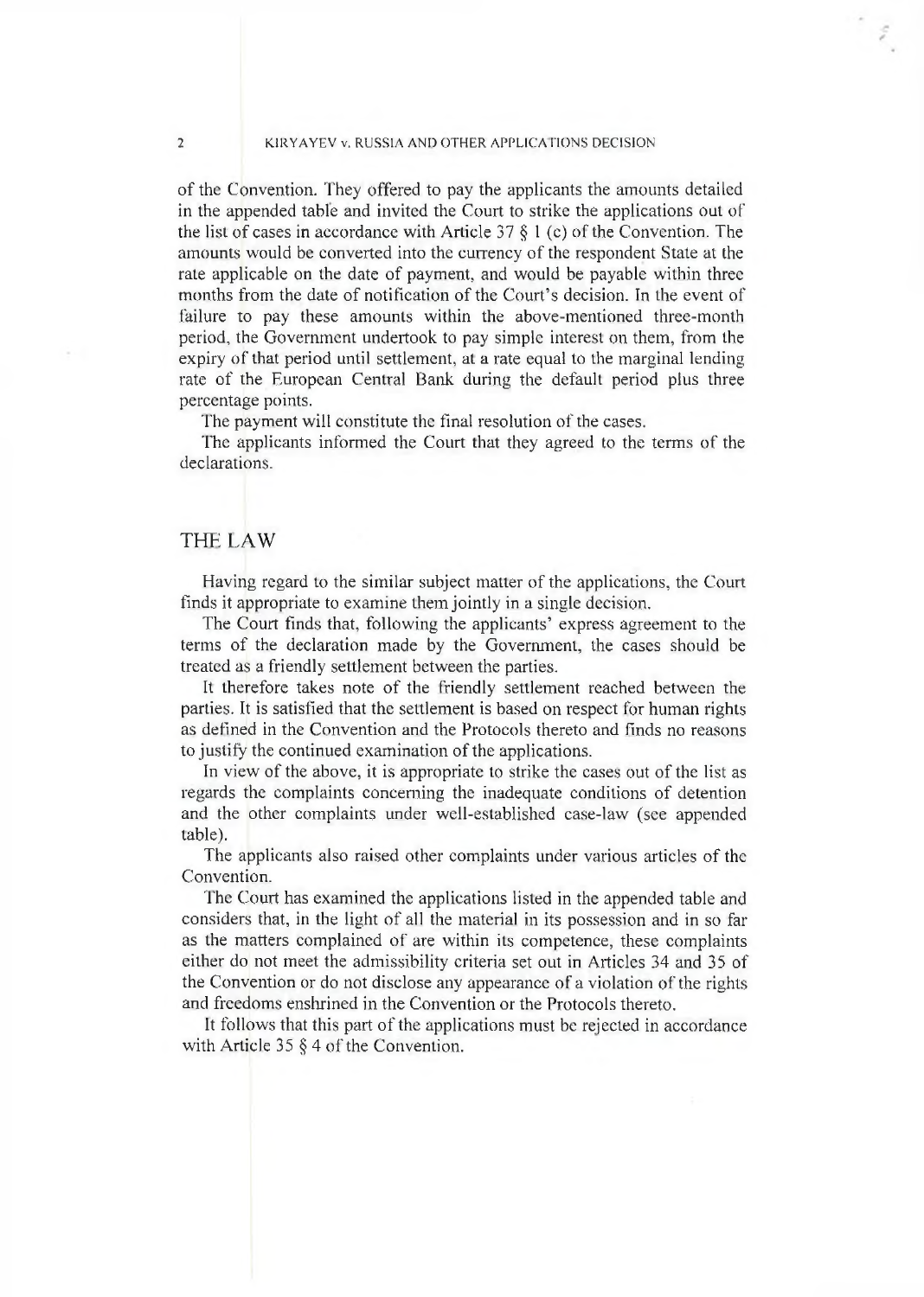of the Convention. They offered to pay the applicants the amounts detailed in the appended table and invited the Court to strike the applications out of the list of cases in accordance with Article 37 § 1 (c) of the Convention. The amounts would be converted into the currency of the respondent State at the rate applicable on the date of payment, and would be payable within three months from the date of notification of the Court's decision. In the event of failure to pay these amounts within the above-mentioned three-month period, the Government undertook to pay simple interest on them, from the expiry of that period until settlement, at a rate equal to the marginal lending rate of the European Central Bank during the default period plus three percentage points.

The payment will constitute the final resolution of the cases.

The applicants informed the Court that they agreed to the terms of the declarations.

## THE LAW

Having regard to the similar subject matter of the applications, the Court finds it appropriate to examine them jointly in a single decision.

The Court finds that, following the applicants' express agreement to the terms of the declaration made by the Government, the cases should be treated as a friendly settlement between the parties.

It therefore takes note of the friendly settlement reached between the parties. It is satisfied that the settlement is based on respect for human rights as defined in the Convention and the Protocols thereto and finds no reasons to justify the continued examination of the applications.

In view of the above, it is appropriate to strike the cases out of the list as regards the complaints concerning the inadequate conditions of detention and the other complaints under well-established case-law (see appended table).

The applicants also raised other complaints under various articles of the Convention.

The Court has examined the applications listed in the appended table and considers that, in the light of all the material in its possession and in so far as the matters complained of are within its competence, these complaints either do not meet the admissibility criteria set out in Articles 34 and 35 of the Convention or do not disclose any appearance of a violation of the rights and freedoms enshrined in the Convention or the Protocols thereto.

It follows that this part of the applications must be rejected in accordance with Article 35 § 4 of the Convention.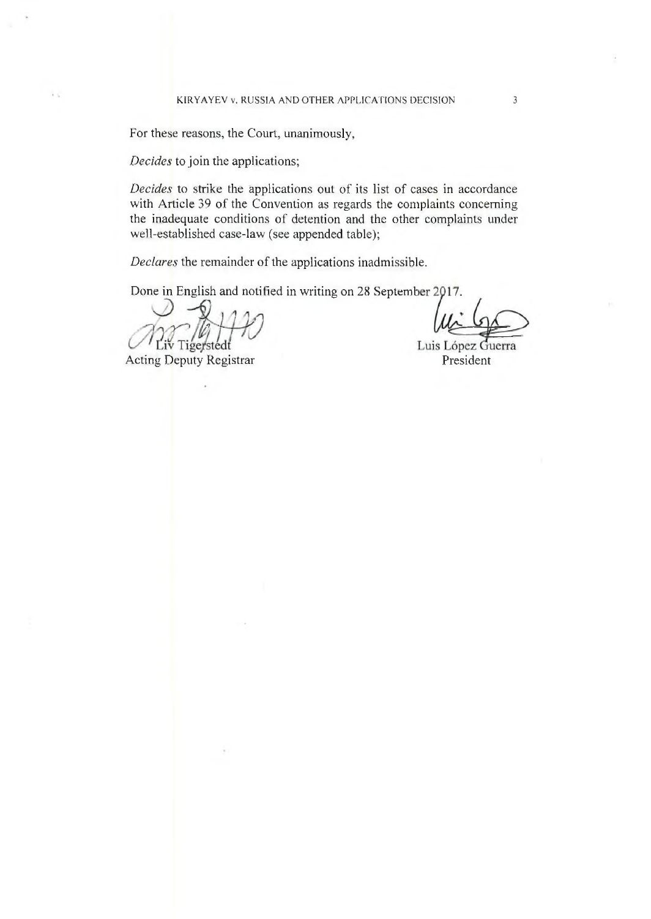For these reasons, the Court, unanimously,

*Decides* to join the applications;

*Decides* to strike the applications out of its list of cases in accordance with Article 39 of the Convention as regards the complaints concerning the inadequate conditions of detention and the other complaints under well-established case-law (see appended table);

*Declares* the remainder of the applications inadmissible.

Done in English and notified in writing on 28 September 2017.

Liv Tigerstedt
Acting Deputy Registrar

Luis López Guerra
President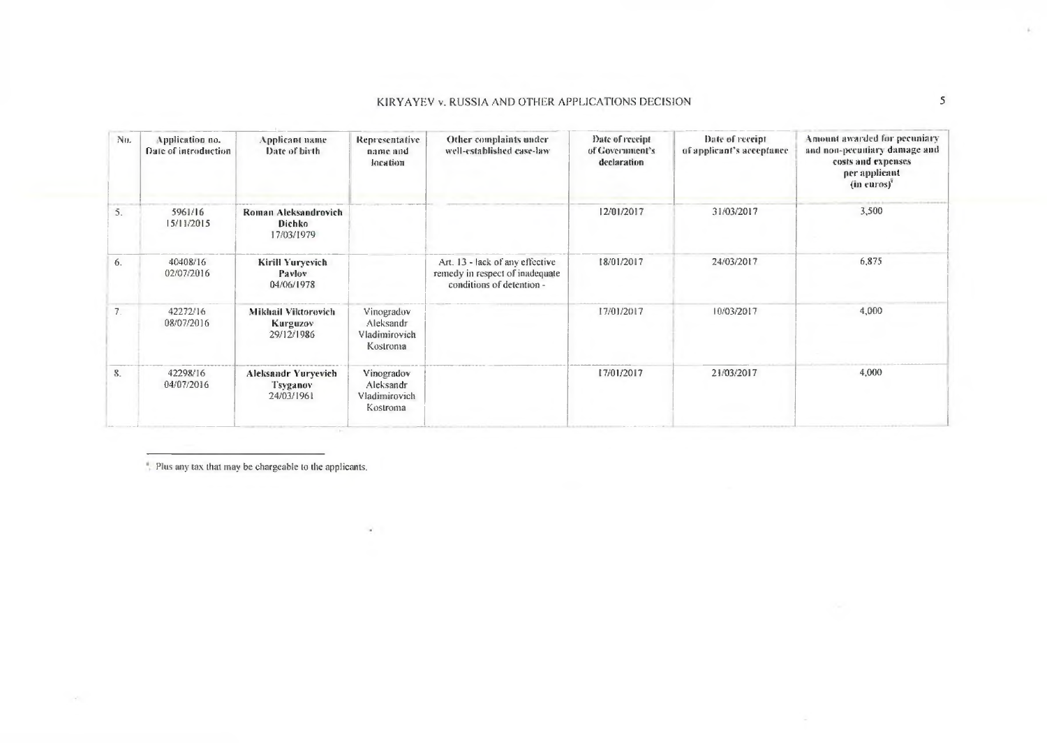| No. | Application no. Date of introduction | Applicant name Date of birth | Representative name and location | Other complaints under well-established case-law | Date of receipt of Government's declaration | Date of receipt of applicant's acceptance | Amount awarded for pecuniary and non-pecuniary damage and costs and expenses per applicant (in euros)[1] |
|---|---|---|---|---|---|---|---|
| 5. | 5961/16 15/11/2015 | **Roman Aleksandrovich Dichko** 17/03/1979 | | | 12/01/2017 | 31/03/2017 | 3,500 |
| 6. | 40408/16 02/07/2016 | **Kirill Yuryevich Pavlov** 04/06/1978 | | Art. 13 - lack of any effective remedy in respect of inadequate conditions of detention - | 18/01/2017 | 24/03/2017 | 6,875 |
| 7. | 42272/16 08/07/2016 | **Mikhail Viktorovich Kurguzov** 29/12/1986 | Vinogradov Aleksandr Vladimirovich Kostroma | | 17/01/2017 | 10/03/2017 | 4,000 |
| 8. | 42298/16 04/07/2016 | **Aleksandr Yuryevich Tsyganov** 24/03/1961 | Vinogradov Aleksandr Vladimirovich Kostroma | | 17/01/2017 | 21/03/2017 | 4,000 |

[1] Plus any tax that may be chargeable to the applicants.